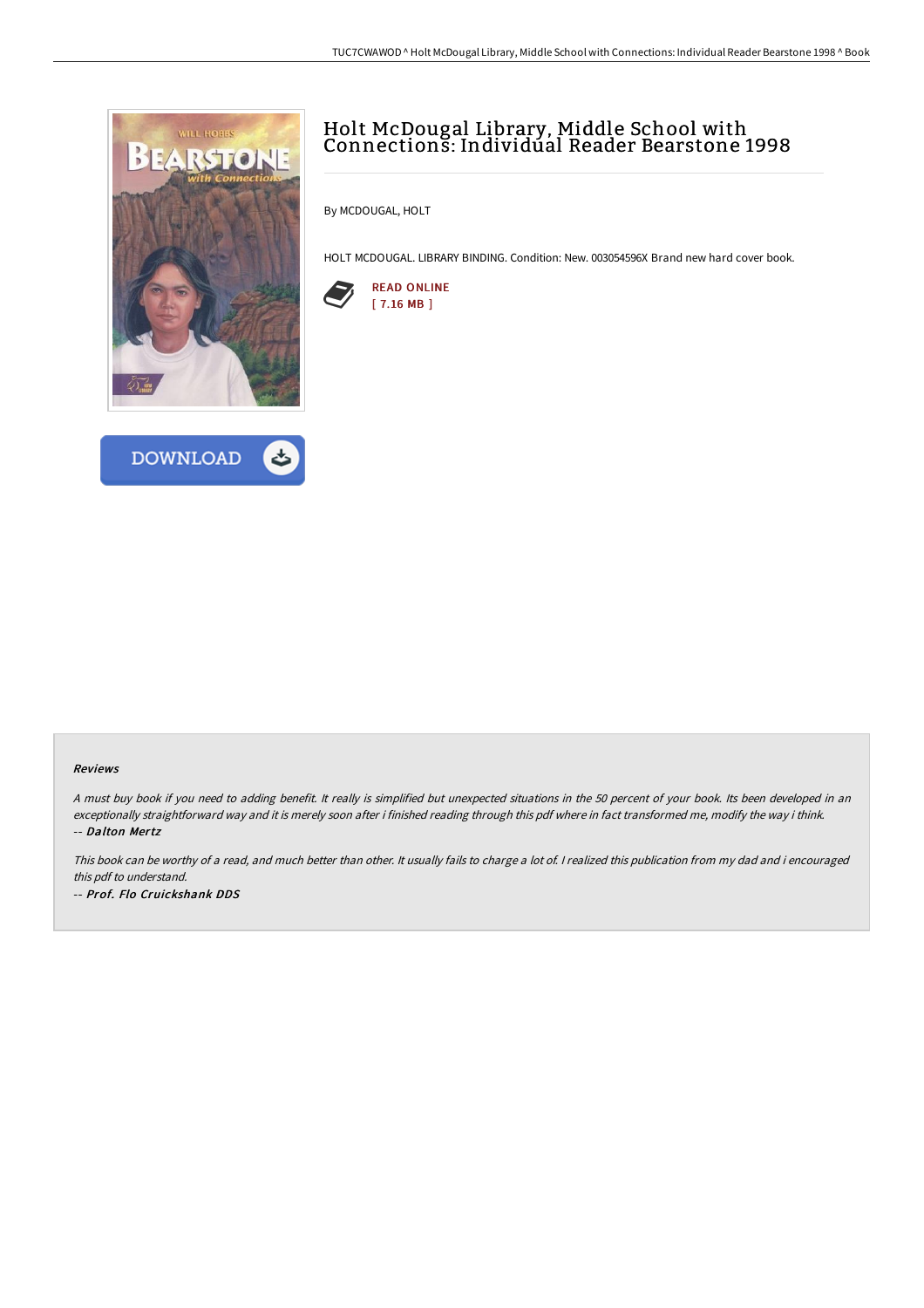# Holt McDougal Library, Middle School with Connections: Individual Reader Bearstone 1998

By MCDOUGAL, HOLT

HOLT MCDOUGAL. LIBRARY BINDING. Condition: New. 003054596X Brand new hard cover book.

READ ONLINE
[ 7.16 MB ]

DOWNLOAD

### Reviews

*A must buy book if you need to adding benefit. It really is simplified but unexpected situations in the 50 percent of your book. Its been developed in an exceptionally straightforward way and it is merely soon after i finished reading through this pdf where in fact transformed me, modify the way i think.*

*-- **Dalton Mertz***

*This book can be worthy of a read, and much better than other. It usually fails to charge a lot of. I realized this publication from my dad and i encouraged this pdf to understand.*

*-- **Prof. Flo Cruickshank DDS***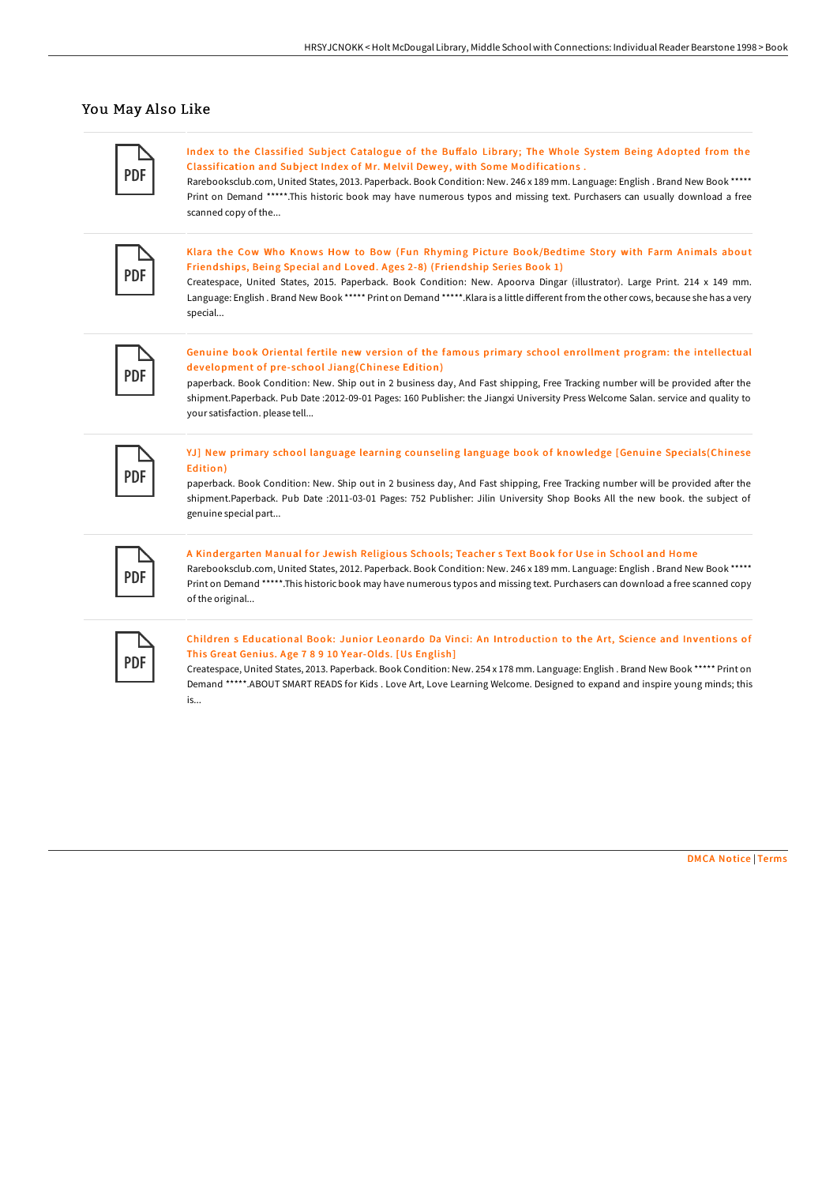## You May Also Like

**Index to the Classified Subject Catalogue of the Buffalo Library; The Whole System Being Adopted from the Classification and Subject Index of Mr. Melvil Dewey, with Some Modifications .**

Rarebooksclub.com, United States, 2013. Paperback. Book Condition: New. 246 x 189 mm. Language: English . Brand New Book ***** Print on Demand *****.This historic book may have numerous typos and missing text. Purchasers can usually download a free scanned copy of the...

**Klara the Cow Who Knows How to Bow (Fun Rhyming Picture Book/Bedtime Story with Farm Animals about Friendships, Being Special and Loved. Ages 2-8) (Friendship Series Book 1)**

Createspace, United States, 2015. Paperback. Book Condition: New. Apoorva Dingar (illustrator). Large Print. 214 x 149 mm. Language: English . Brand New Book ***** Print on Demand *****.Klara is a little different from the other cows, because she has a very special...

**Genuine book Oriental fertile new version of the famous primary school enrollment program: the intellectual development of pre-school Jiang(Chinese Edition)**

paperback. Book Condition: New. Ship out in 2 business day, And Fast shipping, Free Tracking number will be provided after the shipment.Paperback. Pub Date :2012-09-01 Pages: 160 Publisher: the Jiangxi University Press Welcome Salan. service and quality to your satisfaction. please tell...

**YJ] New primary school language learning counseling language book of knowledge [Genuine Specials(Chinese Edition)**

paperback. Book Condition: New. Ship out in 2 business day, And Fast shipping, Free Tracking number will be provided after the shipment.Paperback. Pub Date :2011-03-01 Pages: 752 Publisher: Jilin University Shop Books All the new book. the subject of genuine special part...

**A Kindergarten Manual for Jewish Religious Schools; Teacher s Text Book for Use in School and Home**

Rarebooksclub.com, United States, 2012. Paperback. Book Condition: New. 246 x 189 mm. Language: English . Brand New Book ***** Print on Demand *****.This historic book may have numerous typos and missing text. Purchasers can download a free scanned copy of the original...

**Children s Educational Book: Junior Leonardo Da Vinci: An Introduction to the Art, Science and Inventions of This Great Genius. Age 7 8 9 10 Year-Olds. [Us English]**

Createspace, United States, 2013. Paperback. Book Condition: New. 254 x 178 mm. Language: English . Brand New Book ***** Print on Demand *****.ABOUT SMART READS for Kids . Love Art, Love Learning Welcome. Designed to expand and inspire young minds; this is...

DMCA Notice | Terms